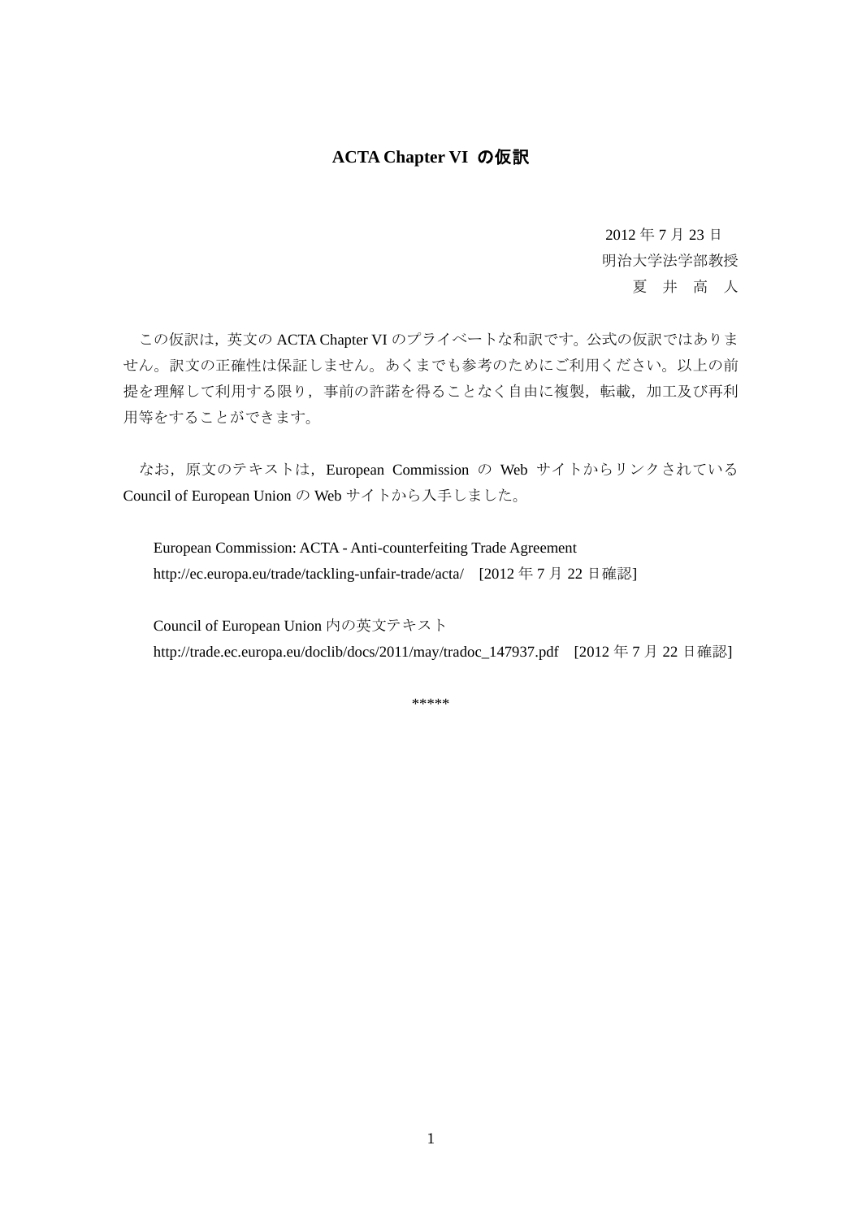# ACTA Chapter VI の仮訳

2012 年 7 月 23 日
明治大学法学部教授
夏　井　高　人

この仮訳は，英文の ACTA Chapter VI のプライベートな和訳です。公式の仮訳ではありません。訳文の正確性は保証しません。あくまでも参考のためにご利用ください。以上の前提を理解して利用する限り，事前の許諾を得ることなく自由に複製，転載，加工及び再利用等をすることができます。

なお，原文のテキストは，European Commission の Web サイトからリンクされている Council of European Union の Web サイトから入手しました。

European Commission: ACTA - Anti-counterfeiting Trade Agreement
http://ec.europa.eu/trade/tackling-unfair-trade/acta/　[2012 年 7 月 22 日確認]

Council of European Union 内の英文テキスト
http://trade.ec.europa.eu/doclib/docs/2011/may/tradoc_147937.pdf　[2012 年 7 月 22 日確認]

*****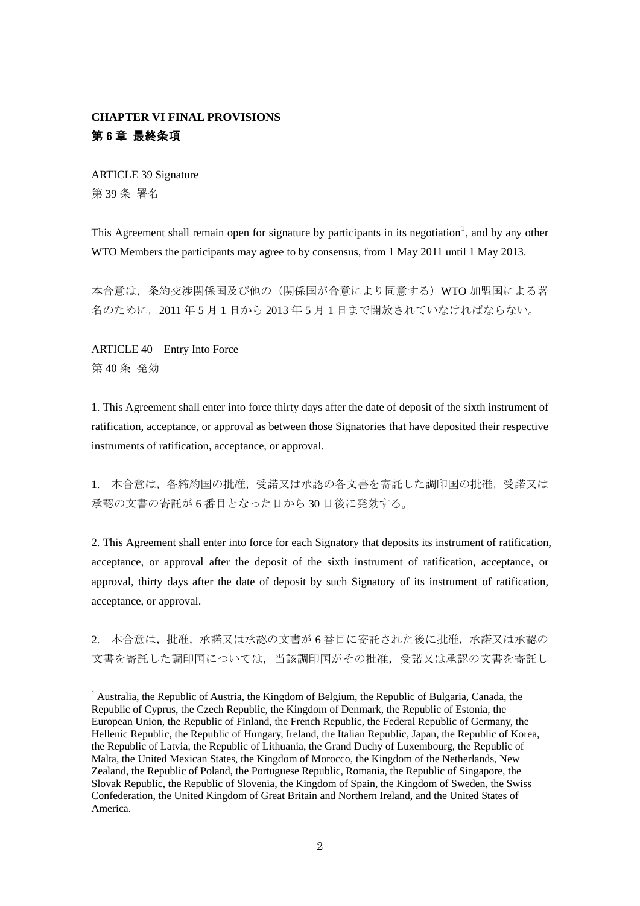## CHAPTER VI FINAL PROVISIONS
## 第 6 章 最終条項

ARTICLE 39 Signature
第 39 条 署名

This Agreement shall remain open for signature by participants in its negotiation[1], and by any other WTO Members the participants may agree to by consensus, from 1 May 2011 until 1 May 2013.

本合意は，条約交渉関係国及び他の（関係国が合意により同意する）WTO 加盟国による署名のために，2011 年 5 月 1 日から 2013 年 5 月 1 日まで開放されていなければならない。

ARTICLE 40　Entry Into Force
第 40 条 発効

1. This Agreement shall enter into force thirty days after the date of deposit of the sixth instrument of ratification, acceptance, or approval as between those Signatories that have deposited their respective instruments of ratification, acceptance, or approval.

1.　本合意は，各締約国の批准，受諾又は承認の各文書を寄託した調印国の批准，受諾又は承認の文書の寄託が 6 番目となった日から 30 日後に発効する。

2. This Agreement shall enter into force for each Signatory that deposits its instrument of ratification, acceptance, or approval after the deposit of the sixth instrument of ratification, acceptance, or approval, thirty days after the date of deposit by such Signatory of its instrument of ratification, acceptance, or approval.

2.　本合意は，批准，承諾又は承認の文書が 6 番目に寄託された後に批准，承諾又は承認の文書を寄託した調印国については，当該調印国がその批准，受諾又は承認の文書を寄託し

---

[1] Australia, the Republic of Austria, the Kingdom of Belgium, the Republic of Bulgaria, Canada, the Republic of Cyprus, the Czech Republic, the Kingdom of Denmark, the Republic of Estonia, the European Union, the Republic of Finland, the French Republic, the Federal Republic of Germany, the Hellenic Republic, the Republic of Hungary, Ireland, the Italian Republic, Japan, the Republic of Korea, the Republic of Latvia, the Republic of Lithuania, the Grand Duchy of Luxembourg, the Republic of Malta, the United Mexican States, the Kingdom of Morocco, the Kingdom of the Netherlands, New Zealand, the Republic of Poland, the Portuguese Republic, Romania, the Republic of Singapore, the Slovak Republic, the Republic of Slovenia, the Kingdom of Spain, the Kingdom of Sweden, the Swiss Confederation, the United Kingdom of Great Britain and Northern Ireland, and the United States of America.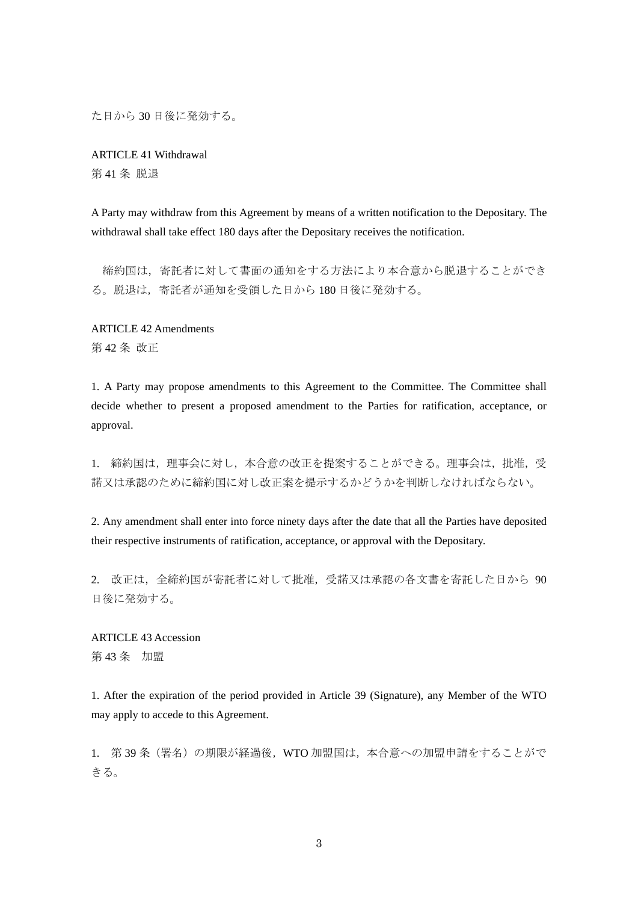た日から 30 日後に発効する。

ARTICLE 41 Withdrawal
第 41 条 脱退

A Party may withdraw from this Agreement by means of a written notification to the Depositary. The withdrawal shall take effect 180 days after the Depositary receives the notification.

締約国は，寄託者に対して書面の通知をする方法により本合意から脱退することができる。脱退は，寄託者が通知を受領した日から 180 日後に発効する。

ARTICLE 42 Amendments
第 42 条 改正

1. A Party may propose amendments to this Agreement to the Committee. The Committee shall decide whether to present a proposed amendment to the Parties for ratification, acceptance, or approval.

1. 締約国は，理事会に対し，本合意の改正を提案することができる。理事会は，批准，受諾又は承認のために締約国に対し改正案を提示するかどうかを判断しなければならない。

2. Any amendment shall enter into force ninety days after the date that all the Parties have deposited their respective instruments of ratification, acceptance, or approval with the Depositary.

2. 改正は，全締約国が寄託者に対して批准，受諾又は承認の各文書を寄託した日から 90 日後に発効する。

ARTICLE 43 Accession
第 43 条　加盟

1. After the expiration of the period provided in Article 39 (Signature), any Member of the WTO may apply to accede to this Agreement.

1. 第 39 条（署名）の期限が経過後，WTO 加盟国は，本合意への加盟申請をすることができる。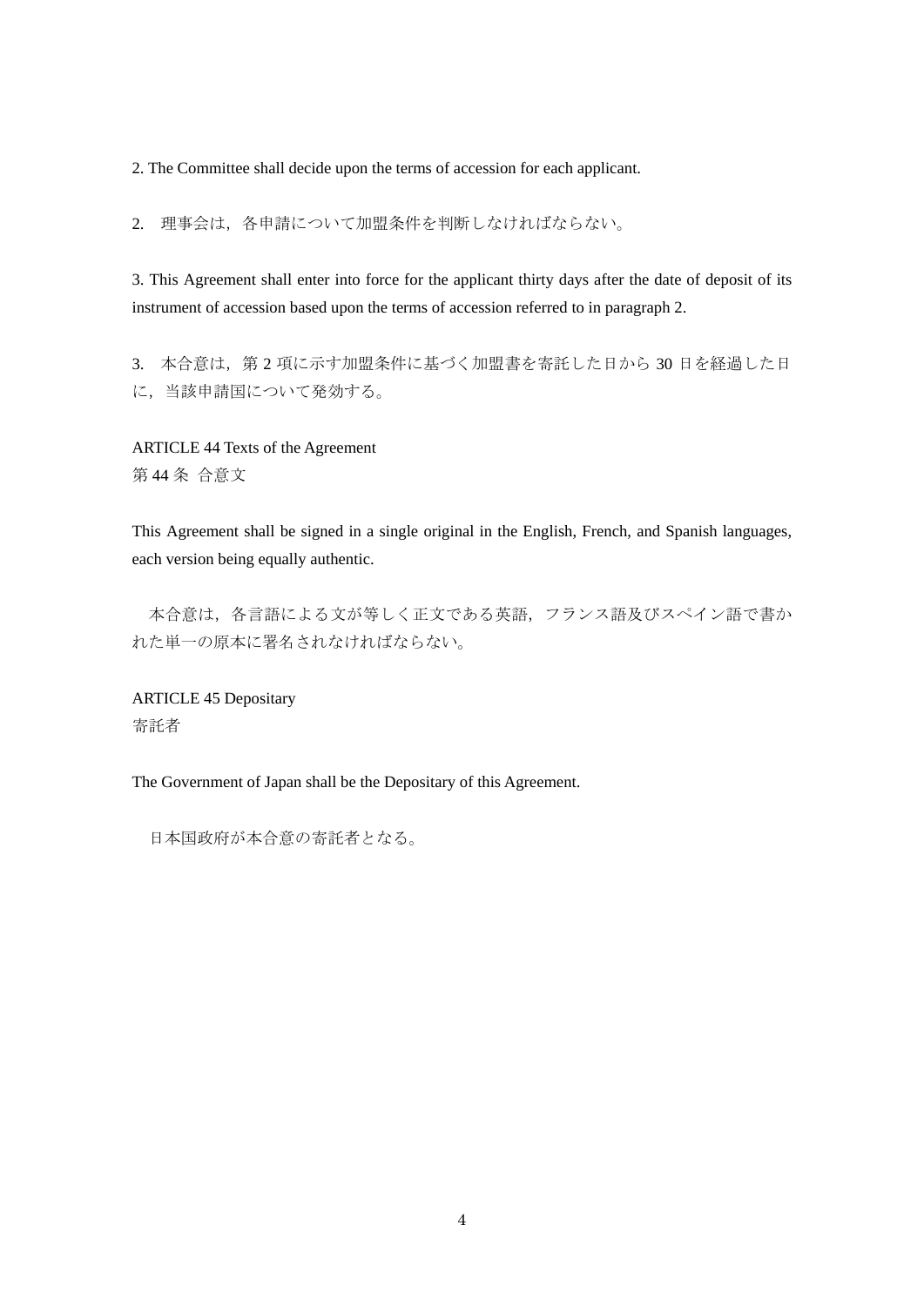2. The Committee shall decide upon the terms of accession for each applicant.

2.　理事会は，各申請について加盟条件を判断しなければならない。

3. This Agreement shall enter into force for the applicant thirty days after the date of deposit of its instrument of accession based upon the terms of accession referred to in paragraph 2.

3.　本合意は，第 2 項に示す加盟条件に基づく加盟書を寄託した日から 30 日を経過した日に，当該申請国について発効する。

ARTICLE 44 Texts of the Agreement
第 44 条　合意文

This Agreement shall be signed in a single original in the English, French, and Spanish languages, each version being equally authentic.

　本合意は，各言語による文が等しく正文である英語，フランス語及びスペイン語で書かれた単一の原本に署名されなければならない。

ARTICLE 45 Depositary
寄託者

The Government of Japan shall be the Depositary of this Agreement.

　日本国政府が本合意の寄託者となる。